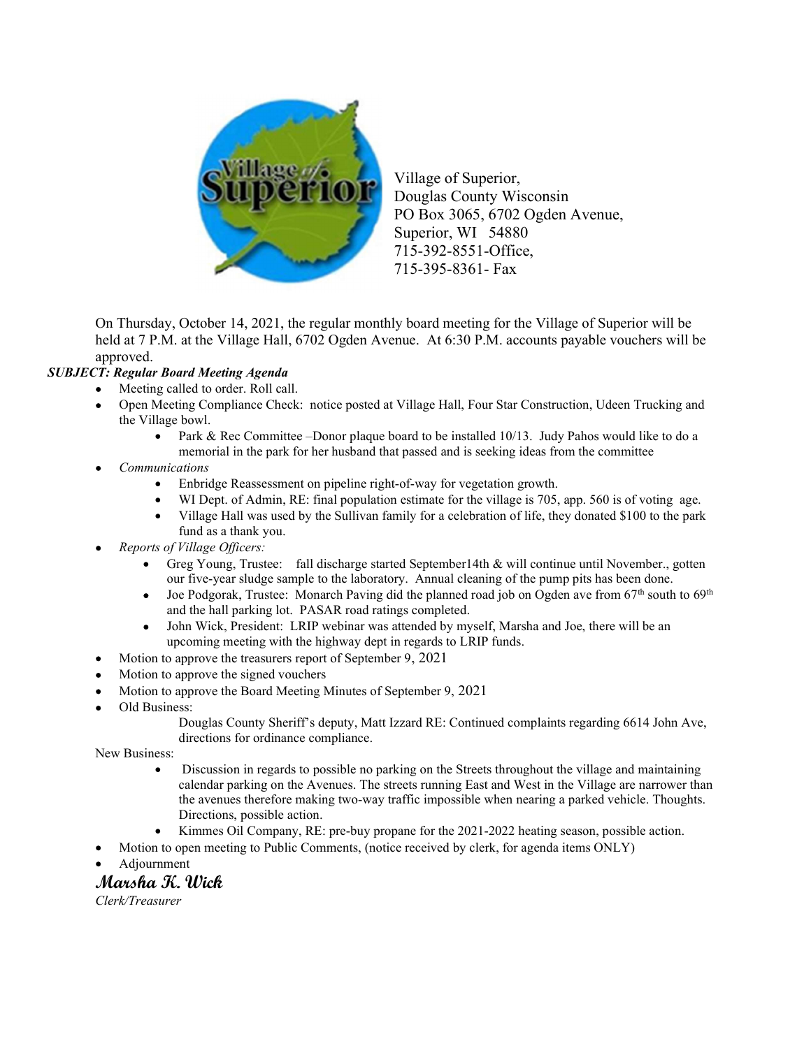Village of Superior,
Douglas County Wisconsin
PO Box 3065, 6702 Ogden Avenue,
Superior, WI 54880
715-392-8551-Office,
715-395-8361- Fax

On Thursday, October 14, 2021, the regular monthly board meeting for the Village of Superior will be held at 7 P.M. at the Village Hall, 6702 Ogden Avenue. At 6:30 P.M. accounts payable vouchers will be approved.

***SUBJECT: Regular Board Meeting Agenda***

- Meeting called to order. Roll call.
- Open Meeting Compliance Check: notice posted at Village Hall, Four Star Construction, Udeen Trucking and the Village bowl.
    - Park & Rec Committee –Donor plaque board to be installed 10/13. Judy Pahos would like to do a memorial in the park for her husband that passed and is seeking ideas from the committee
- *Communications*
    - Enbridge Reassessment on pipeline right-of-way for vegetation growth.
    - WI Dept. of Admin, RE: final population estimate for the village is 705, app. 560 is of voting age.
    - Village Hall was used by the Sullivan family for a celebration of life, they donated $100 to the park fund as a thank you.
- *Reports of Village Officers:*
    - Greg Young, Trustee: fall discharge started September14th & will continue until November., gotten our five-year sludge sample to the laboratory. Annual cleaning of the pump pits has been done.
    - Joe Podgorak, Trustee: Monarch Paving did the planned road job on Ogden ave from 67th south to 69th and the hall parking lot. PASAR road ratings completed.
    - John Wick, President: LRIP webinar was attended by myself, Marsha and Joe, there will be an upcoming meeting with the highway dept in regards to LRIP funds.
- Motion to approve the treasurers report of September 9, 2021
- Motion to approve the signed vouchers
- Motion to approve the Board Meeting Minutes of September 9, 2021
- Old Business:

    Douglas County Sheriff's deputy, Matt Izzard RE: Continued complaints regarding 6614 John Ave, directions for ordinance compliance.

New Business:

- Discussion in regards to possible no parking on the Streets throughout the village and maintaining calendar parking on the Avenues. The streets running East and West in the Village are narrower than the avenues therefore making two-way traffic impossible when nearing a parked vehicle. Thoughts. Directions, possible action.
- Kimmes Oil Company, RE: pre-buy propane for the 2021-2022 heating season, possible action.

- Motion to open meeting to Public Comments, (notice received by clerk, for agenda items ONLY)
- Adjournment

**Marsha K. Wick**

*Clerk/Treasurer*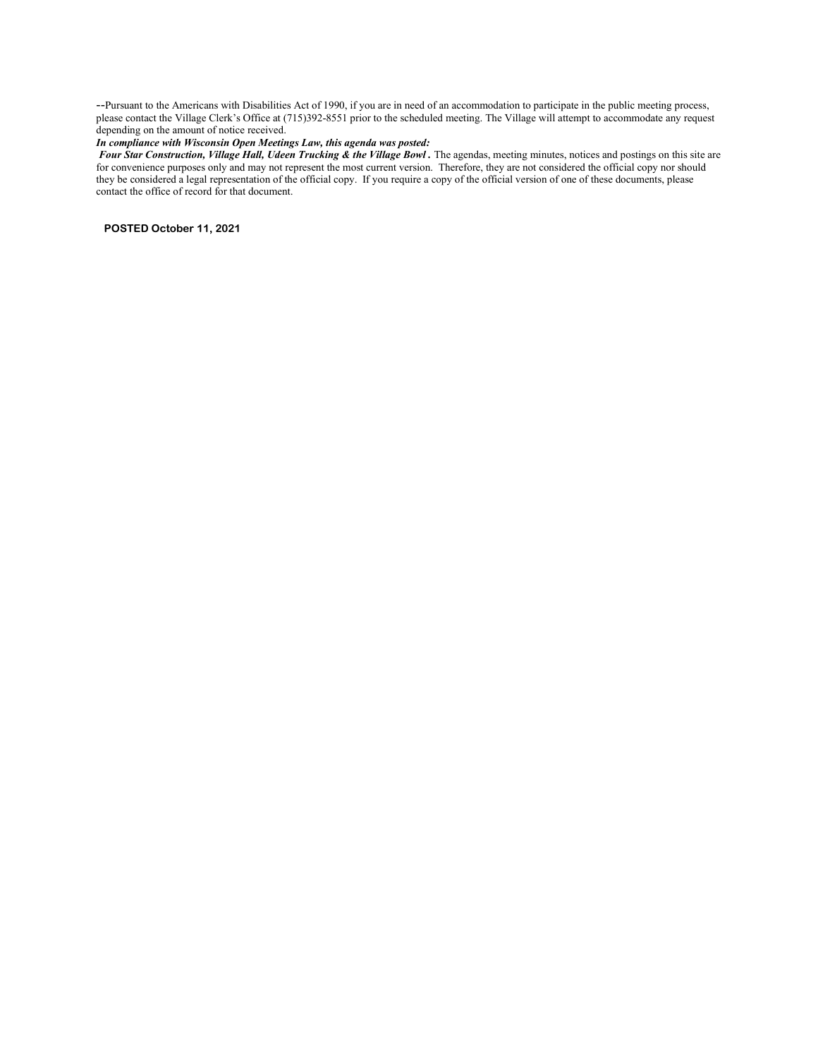--Pursuant to the Americans with Disabilities Act of 1990, if you are in need of an accommodation to participate in the public meeting process, please contact the Village Clerk's Office at (715)392-8551 prior to the scheduled meeting. The Village will attempt to accommodate any request depending on the amount of notice received.

***In compliance with Wisconsin Open Meetings Law, this agenda was posted:***

***Four Star Construction, Village Hall, Udeen Trucking & the Village Bowl .*** The agendas, meeting minutes, notices and postings on this site are for convenience purposes only and may not represent the most current version. Therefore, they are not considered the official copy nor should they be considered a legal representation of the official copy. If you require a copy of the official version of one of these documents, please contact the office of record for that document.

**POSTED October 11, 2021**